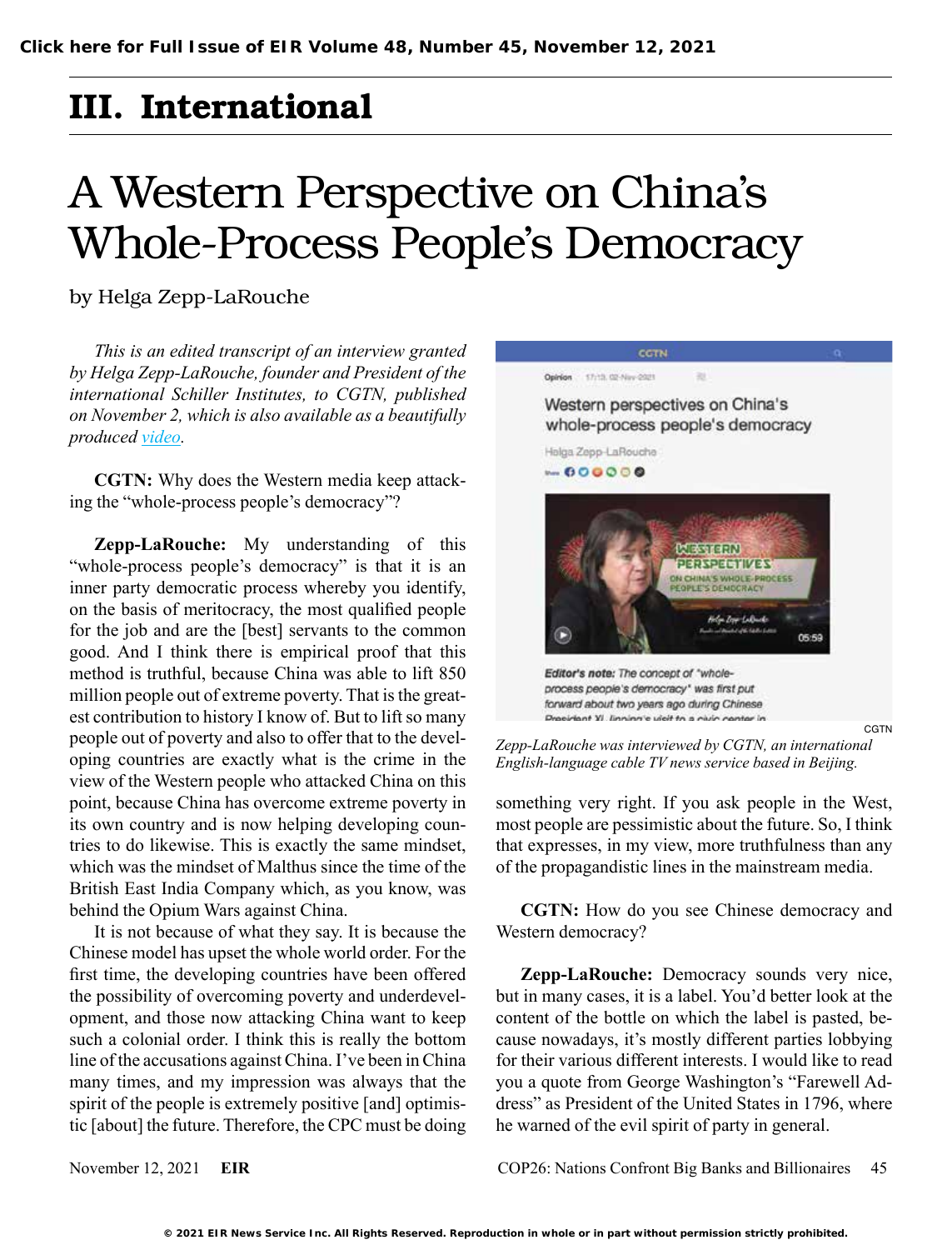Click here for Full Issue of EIR Volume 48, Number 45, November 12, 2021

# III. International

## A Western Perspective on China's Whole-Process People's Democracy

by Helga Zepp-LaRouche

*This is an edited transcript of an interview granted by Helga Zepp-LaRouche, founder and President of the international Schiller Institutes, to CGTN, published on November 2, which is also available as a beautifully produced video.*

**CGTN:** Why does the Western media keep attacking the "whole-process people's democracy"?

**Zepp-LaRouche:** My understanding of this "whole-process people's democracy" is that it is an inner party democratic process whereby you identify, on the basis of meritocracy, the most qualified people for the job and are the [best] servants to the common good. And I think there is empirical proof that this method is truthful, because China was able to lift 850 million people out of extreme poverty. That is the greatest contribution to history I know of. But to lift so many people out of poverty and also to offer that to the developing countries are exactly what is the crime in the view of the Western people who attacked China on this point, because China has overcome extreme poverty in its own country and is now helping developing countries to do likewise. This is exactly the same mindset, which was the mindset of Malthus since the time of the British East India Company which, as you know, was behind the Opium Wars against China.

It is not because of what they say. It is because the Chinese model has upset the whole world order. For the first time, the developing countries have been offered the possibility of overcoming poverty and underdevelopment, and those now attacking China want to keep such a colonial order. I think this is really the bottom line of the accusations against China. I've been in China many times, and my impression was always that the spirit of the people is extremely positive [and] optimistic [about] the future. Therefore, the CPC must be doing something very right. If you ask people in the West, most people are pessimistic about the future. So, I think that expresses, in my view, more truthfulness than any of the propagandistic lines in the mainstream media.

CGTN

*Zepp-LaRouche was interviewed by CGTN, an international English-language cable TV news service based in Beijing.*

**CGTN:** How do you see Chinese democracy and Western democracy?

**Zepp-LaRouche:** Democracy sounds very nice, but in many cases, it is a label. You'd better look at the content of the bottle on which the label is pasted, because nowadays, it's mostly different parties lobbying for their various different interests. I would like to read you a quote from George Washington's "Farewell Address" as President of the United States in 1796, where he warned of the evil spirit of party in general.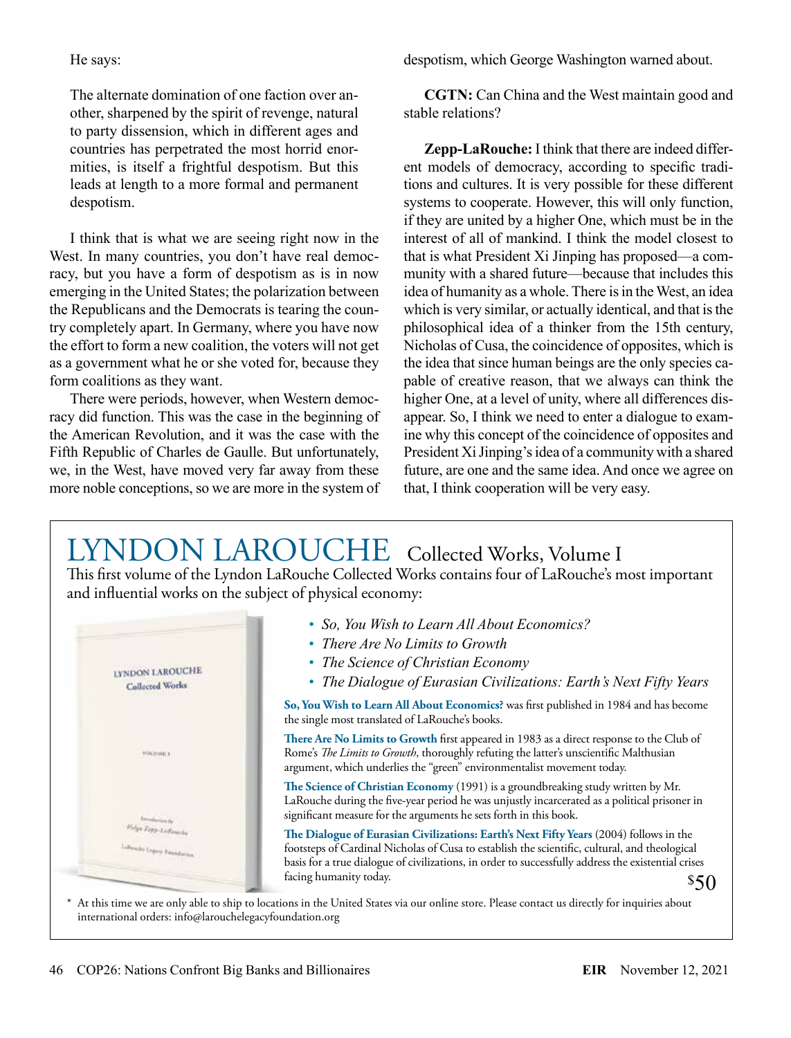He says:

> The alternate domination of one faction over another, sharpened by the spirit of revenge, natural to party dissension, which in different ages and countries has perpetrated the most horrid enormities, is itself a frightful despotism. But this leads at length to a more formal and permanent despotism.

I think that is what we are seeing right now in the West. In many countries, you don't have real democracy, but you have a form of despotism as is in now emerging in the United States; the polarization between the Republicans and the Democrats is tearing the country completely apart. In Germany, where you have now the effort to form a new coalition, the voters will not get as a government what he or she voted for, because they form coalitions as they want.

There were periods, however, when Western democracy did function. This was the case in the beginning of the American Revolution, and it was the case with the Fifth Republic of Charles de Gaulle. But unfortunately, we, in the West, have moved very far away from these more noble conceptions, so we are more in the system of despotism, which George Washington warned about.

**CGTN:** Can China and the West maintain good and stable relations?

**Zepp-LaRouche:** I think that there are indeed different models of democracy, according to specific traditions and cultures. It is very possible for these different systems to cooperate. However, this will only function, if they are united by a higher One, which must be in the interest of all of mankind. I think the model closest to that is what President Xi Jinping has proposed—a community with a shared future—because that includes this idea of humanity as a whole. There is in the West, an idea which is very similar, or actually identical, and that is the philosophical idea of a thinker from the 15th century, Nicholas of Cusa, the coincidence of opposites, which is the idea that since human beings are the only species capable of creative reason, that we always can think the higher One, at a level of unity, where all differences disappear. So, I think we need to enter a dialogue to examine why this concept of the coincidence of opposites and President Xi Jinping's idea of a community with a shared future, are one and the same idea. And once we agree on that, I think cooperation will be very easy.

---

# LYNDON LAROUCHE Collected Works, Volume I

This first volume of the Lyndon LaRouche Collected Works contains four of LaRouche's most important and influential works on the subject of physical economy:

- *So, You Wish to Learn All About Economics?*
- *There Are No Limits to Growth*
- *The Science of Christian Economy*
- *The Dialogue of Eurasian Civilizations: Earth's Next Fifty Years*

**So, You Wish to Learn All About Economics?** was first published in 1984 and has become the single most translated of LaRouche's books.

**There Are No Limits to Growth** first appeared in 1983 as a direct response to the Club of Rome's *The Limits to Growth*, thoroughly refuting the latter's unscientific Malthusian argument, which underlies the "green" environmentalist movement today.

**The Science of Christian Economy** (1991) is a groundbreaking study written by Mr. LaRouche during the five-year period he was unjustly incarcerated as a political prisoner in significant measure for the arguments he sets forth in this book.

**The Dialogue of Eurasian Civilizations: Earth's Next Fifty Years** (2004) follows in the footsteps of Cardinal Nicholas of Cusa to establish the scientific, cultural, and theological basis for a true dialogue of civilizations, in order to successfully address the existential crises facing humanity today.

$50

\* At this time we are only able to ship to locations in the United States via our online store. Please contact us directly for inquiries about international orders: info@larouchelegacyfoundation.org